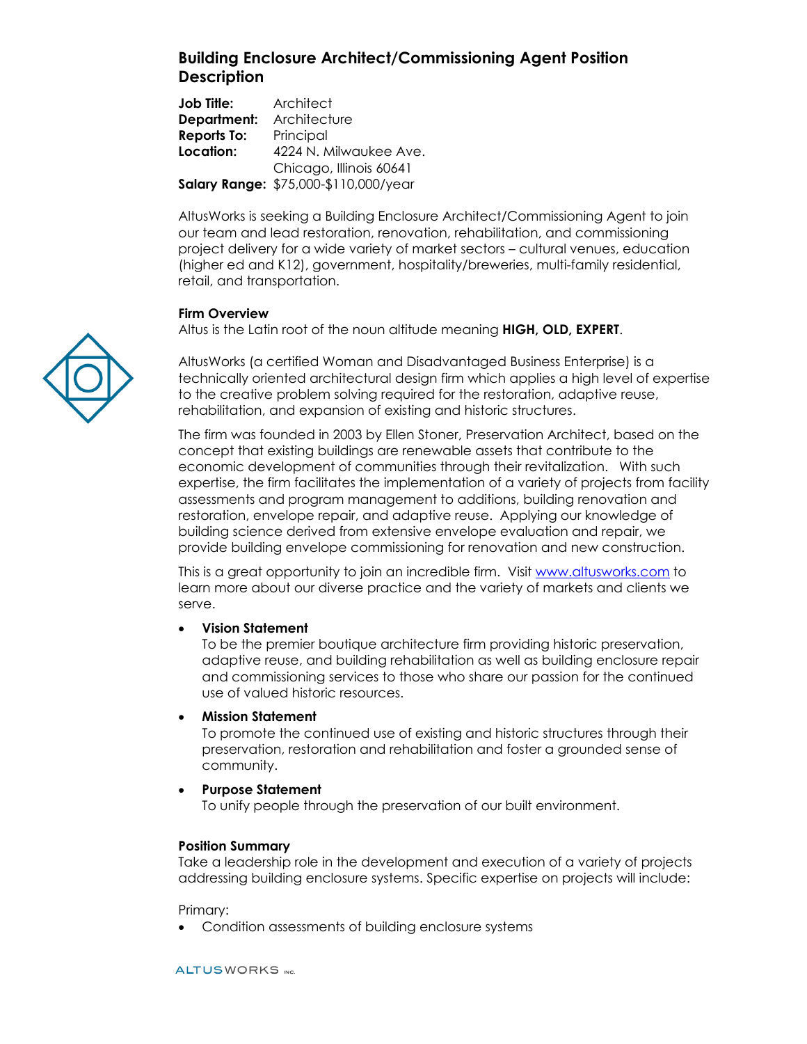# Building Enclosure Architect/Commissioning Agent Position Description

**Job Title:** Architect
**Department:** Architecture
**Reports To:** Principal
**Location:** 4224 N. Milwaukee Ave.
Chicago, Illinois 60641
**Salary Range:** $75,000-$110,000/year

AltusWorks is seeking a Building Enclosure Architect/Commissioning Agent to join our team and lead restoration, renovation, rehabilitation, and commissioning project delivery for a wide variety of market sectors – cultural venues, education (higher ed and K12), government, hospitality/breweries, multi-family residential, retail, and transportation.

**Firm Overview**
Altus is the Latin root of the noun altitude meaning **HIGH, OLD, EXPERT**.

AltusWorks (a certified Woman and Disadvantaged Business Enterprise) is a technically oriented architectural design firm which applies a high level of expertise to the creative problem solving required for the restoration, adaptive reuse, rehabilitation, and expansion of existing and historic structures.

The firm was founded in 2003 by Ellen Stoner, Preservation Architect, based on the concept that existing buildings are renewable assets that contribute to the economic development of communities through their revitalization. With such expertise, the firm facilitates the implementation of a variety of projects from facility assessments and program management to additions, building renovation and restoration, envelope repair, and adaptive reuse. Applying our knowledge of building science derived from extensive envelope evaluation and repair, we provide building envelope commissioning for renovation and new construction.

This is a great opportunity to join an incredible firm. Visit www.altusworks.com to learn more about our diverse practice and the variety of markets and clients we serve.

- **Vision Statement**
  To be the premier boutique architecture firm providing historic preservation, adaptive reuse, and building rehabilitation as well as building enclosure repair and commissioning services to those who share our passion for the continued use of valued historic resources.
- **Mission Statement**
  To promote the continued use of existing and historic structures through their preservation, restoration and rehabilitation and foster a grounded sense of community.
- **Purpose Statement**
  To unify people through the preservation of our built environment.

**Position Summary**
Take a leadership role in the development and execution of a variety of projects addressing building enclosure systems. Specific expertise on projects will include:

Primary:

- Condition assessments of building enclosure systems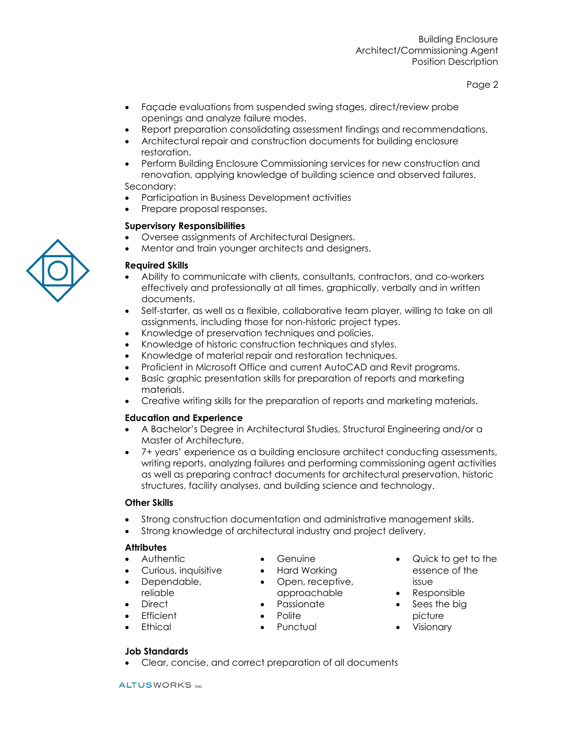- Façade evaluations from suspended swing stages, direct/review probe openings and analyze failure modes.
- Report preparation consolidating assessment findings and recommendations.
- Architectural repair and construction documents for building enclosure restoration.
- Perform Building Enclosure Commissioning services for new construction and renovation, applying knowledge of building science and observed failures.

Secondary:

- Participation in Business Development activities
- Prepare proposal responses.

**Supervisory Responsibilities**

- Oversee assignments of Architectural Designers.
- Mentor and train younger architects and designers.

**Required Skills**

- Ability to communicate with clients, consultants, contractors, and co-workers effectively and professionally at all times, graphically, verbally and in written documents.
- Self-starter, as well as a flexible, collaborative team player, willing to take on all assignments, including those for non-historic project types.
- Knowledge of preservation techniques and policies.
- Knowledge of historic construction techniques and styles.
- Knowledge of material repair and restoration techniques.
- Proficient in Microsoft Office and current AutoCAD and Revit programs.
- Basic graphic presentation skills for preparation of reports and marketing materials.
- Creative writing skills for the preparation of reports and marketing materials.

**Education and Experience**

- A Bachelor's Degree in Architectural Studies, Structural Engineering and/or a Master of Architecture.
- 7+ years' experience as a building enclosure architect conducting assessments, writing reports, analyzing failures and performing commissioning agent activities as well as preparing contract documents for architectural preservation, historic structures, facility analyses, and building science and technology.

**Other Skills**

- Strong construction documentation and administrative management skills.
- Strong knowledge of architectural industry and project delivery.

**Attributes**

- Authentic
- Curious, inquisitive
- Dependable, reliable
- Direct
- Efficient
- Ethical
- Genuine
- Hard Working
- Open, receptive, approachable
- Passionate
- Polite
- Punctual
- Quick to get to the essence of the issue
- Responsible
- Sees the big picture
- Visionary

**Job Standards**

- Clear, concise, and correct preparation of all documents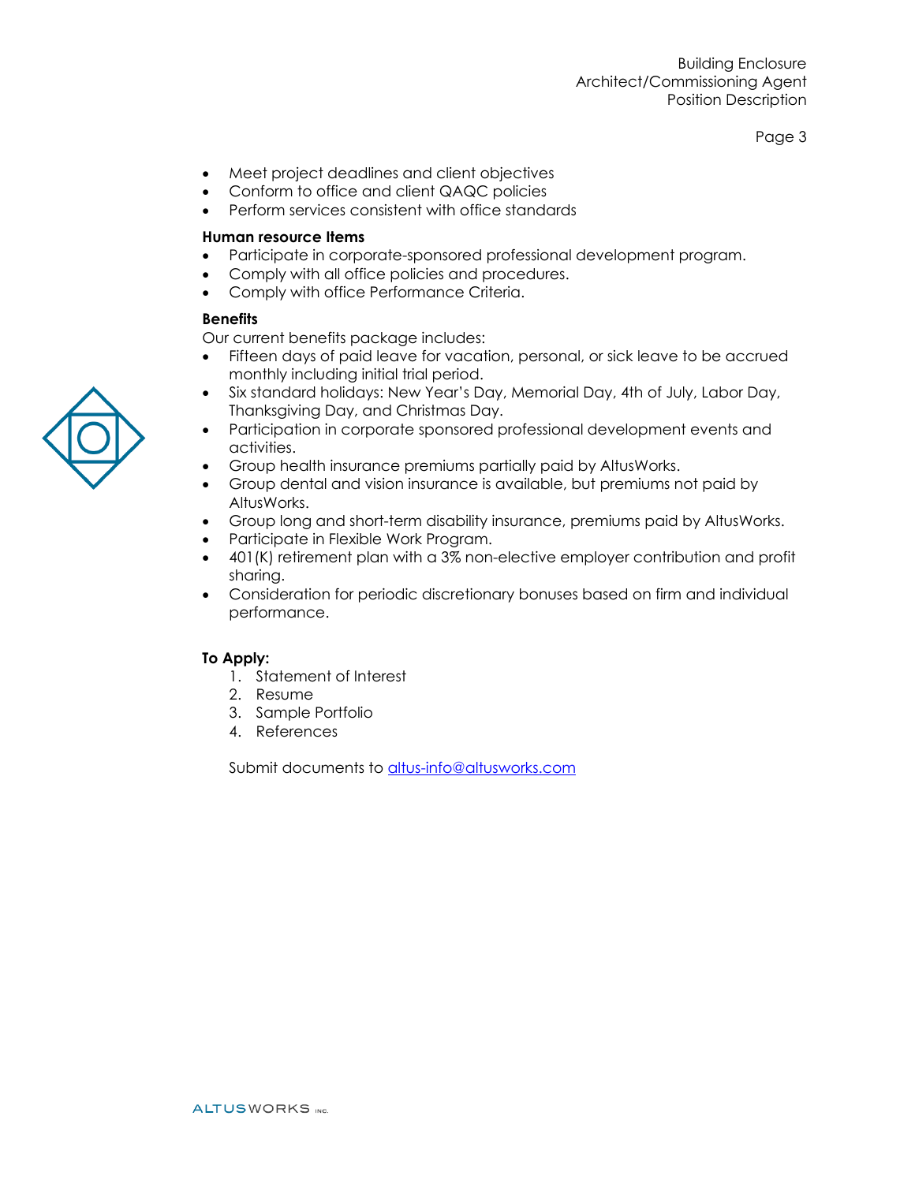- Meet project deadlines and client objectives
- Conform to office and client QAQC policies
- Perform services consistent with office standards

**Human resource Items**

- Participate in corporate-sponsored professional development program.
- Comply with all office policies and procedures.
- Comply with office Performance Criteria.

**Benefits**

Our current benefits package includes:

- Fifteen days of paid leave for vacation, personal, or sick leave to be accrued monthly including initial trial period.
- Six standard holidays: New Year's Day, Memorial Day, 4th of July, Labor Day, Thanksgiving Day, and Christmas Day.
- Participation in corporate sponsored professional development events and activities.
- Group health insurance premiums partially paid by AltusWorks.
- Group dental and vision insurance is available, but premiums not paid by AltusWorks.
- Group long and short-term disability insurance, premiums paid by AltusWorks.
- Participate in Flexible Work Program.
- 401(K) retirement plan with a 3% non-elective employer contribution and profit sharing.
- Consideration for periodic discretionary bonuses based on firm and individual performance.

**To Apply:**

1. Statement of Interest
2. Resume
3. Sample Portfolio
4. References

Submit documents to altus-info@altusworks.com